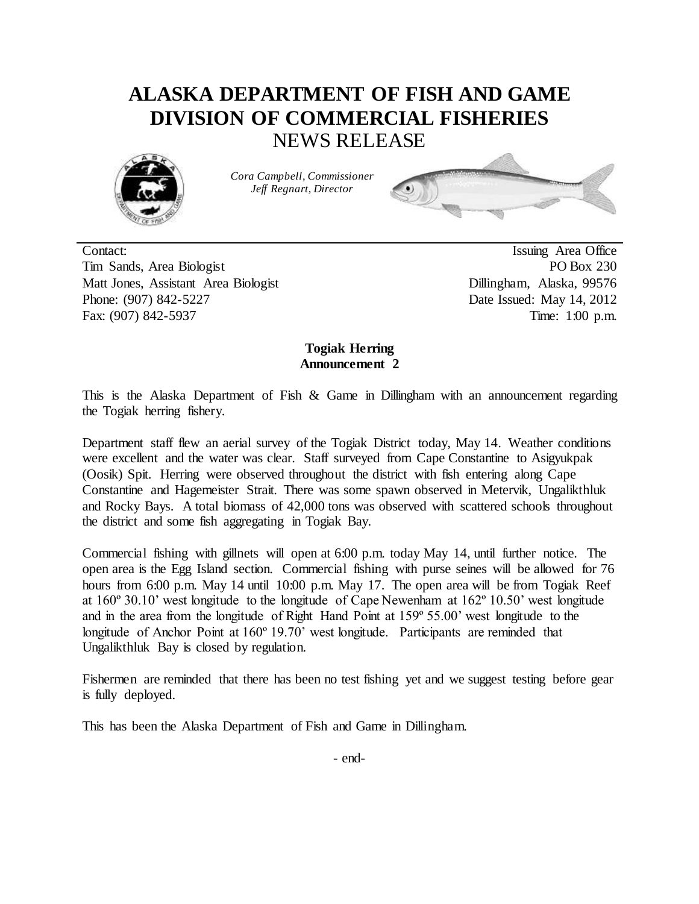# ALASKA DEPARTMENT OF FISH AND GAME
# DIVISION OF COMMERCIAL FISHERIES
## NEWS RELEASE

*Cora Campbell, Commissioner*
*Jeff Regnart, Director*

Contact:
Tim Sands, Area Biologist
Matt Jones, Assistant Area Biologist
Phone: (907) 842-5227
Fax: (907) 842-5937

Issuing Area Office
PO Box 230
Dillingham, Alaska, 99576
Date Issued: May 14, 2012
Time: 1:00 p.m.

**Togiak Herring**
**Announcement 2**

This is the Alaska Department of Fish & Game in Dillingham with an announcement regarding the Togiak herring fishery.

Department staff flew an aerial survey of the Togiak District today, May 14. Weather conditions were excellent and the water was clear. Staff surveyed from Cape Constantine to Asigyukpak (Oosik) Spit. Herring were observed throughout the district with fish entering along Cape Constantine and Hagemeister Strait. There was some spawn observed in Metervik, Ungalikthluk and Rocky Bays. A total biomass of 42,000 tons was observed with scattered schools throughout the district and some fish aggregating in Togiak Bay.

Commercial fishing with gillnets will open at 6:00 p.m. today May 14, until further notice. The open area is the Egg Island section. Commercial fishing with purse seines will be allowed for 76 hours from 6:00 p.m. May 14 until 10:00 p.m. May 17. The open area will be from Togiak Reef at 160º 30.10' west longitude to the longitude of Cape Newenham at 162º 10.50' west longitude and in the area from the longitude of Right Hand Point at 159º 55.00' west longitude to the longitude of Anchor Point at 160º 19.70' west longitude. Participants are reminded that Ungalikthluk Bay is closed by regulation.

Fishermen are reminded that there has been no test fishing yet and we suggest testing before gear is fully deployed.

This has been the Alaska Department of Fish and Game in Dillingham.

- end-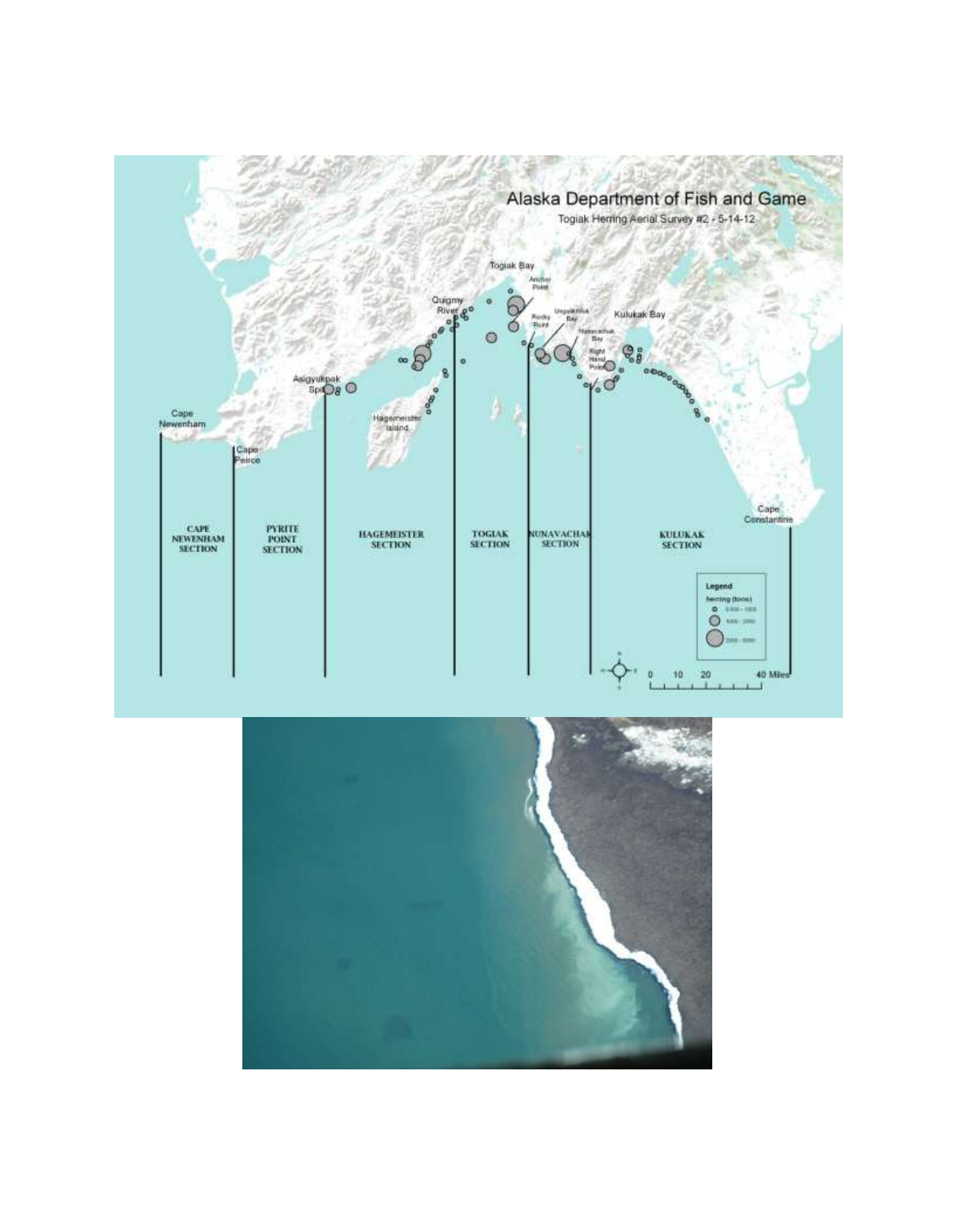Alaska Department of Fish and Game

Togiak Herring Aerial Survey #2 - 5-14-12

Togiak Bay

Anchor Point

Quigmy River

Ungalikthluk Bay

Rocky Point

Kulukak Bay

Nunavachak Bay

Right Hand Point

Asigyukpak Spit

Hagemeister Island

Cape Newenham

Cape Peirce

Cape Constantine

CAPE NEWENHAM SECTION

PYRITE POINT SECTION

HAGEMEISTER SECTION

TOGIAK SECTION

NUNAVACHAK SECTION

KULUKAK SECTION

Legend

herring (tons)

0.000 - 1000

1000 - 2000

2000 - 6000

0 10 20 40 Miles